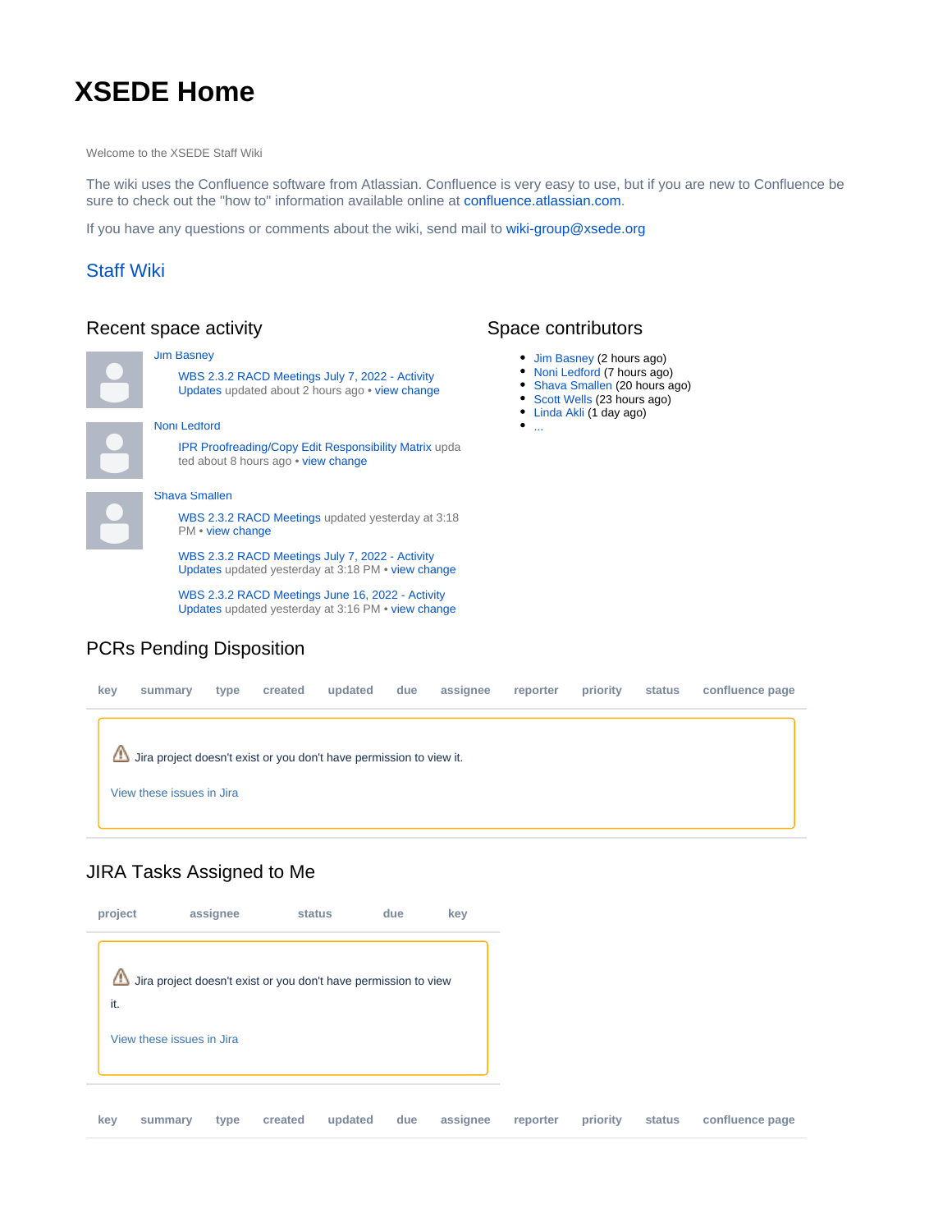# XSEDE Home

Welcome to the XSEDE Staff Wiki

The wiki uses the Confluence software from Atlassian. Confluence is very easy to use, but if you are new to Confluence be sure to check out the "how to" information available online at confluence.atlassian.com.

If you have any questions or comments about the wiki, send mail to wiki-group@xsede.org

## Staff Wiki

### Recent space activity

Jim Basney

WBS 2.3.2 RACD Meetings July 7, 2022 - Activity Updates updated about 2 hours ago • view change

Noni Ledford

IPR Proofreading/Copy Edit Responsibility Matrix updated about 8 hours ago • view change

Shava Smallen

WBS 2.3.2 RACD Meetings updated yesterday at 3:18 PM • view change

WBS 2.3.2 RACD Meetings July 7, 2022 - Activity Updates updated yesterday at 3:18 PM • view change

WBS 2.3.2 RACD Meetings June 16, 2022 - Activity Updates updated yesterday at 3:16 PM • view change

### Space contributors

- Jim Basney (2 hours ago)
- Noni Ledford (7 hours ago)
- Shava Smallen (20 hours ago)
- Scott Wells (23 hours ago)
- Linda Akli (1 day ago)
- ...

### PCRs Pending Disposition

| key | summary | type | created | updated | due | assignee | reporter | priority | status | confluence page |
|---|---|---|---|---|---|---|---|---|---|---|

⚠ Jira project doesn't exist or you don't have permission to view it.

View these issues in Jira

### JIRA Tasks Assigned to Me

| project | assignee | status | due | key |
|---|---|---|---|---|

⚠ Jira project doesn't exist or you don't have permission to view it.

View these issues in Jira

| key | summary | type | created | updated | due | assignee | reporter | priority | status | confluence page |
|---|---|---|---|---|---|---|---|---|---|---|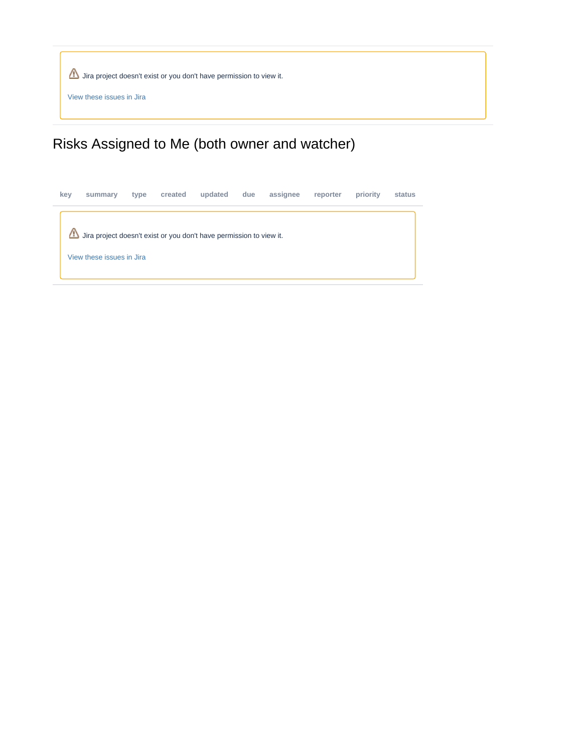⚠ Jira project doesn't exist or you don't have permission to view it.

View these issues in Jira

## Risks Assigned to Me (both owner and watcher)

| key | summary | type | created | updated | due | assignee | reporter | priority | status |
| --- | --- | --- | --- | --- | --- | --- | --- | --- | --- |

⚠ Jira project doesn't exist or you don't have permission to view it.

View these issues in Jira